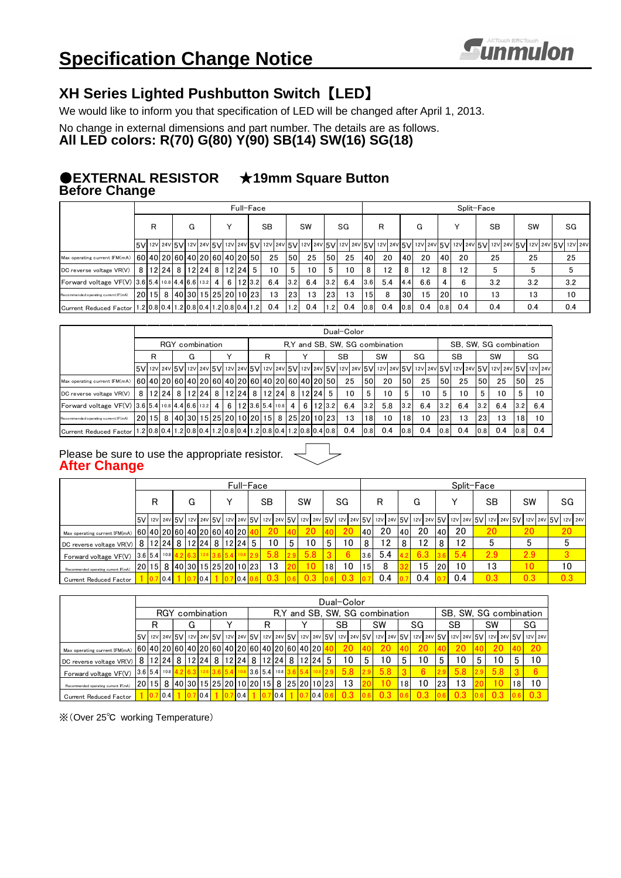# Specification Change Notice

## XH Series Lighted Pushbutton Switch【LED】

We would like to inform you that specification of LED will be changed after April 1, 2013.

No change in external dimensions and part number. The details are as follows.

**All LED colors: R(70) G(80) Y(90) SB(14) SW(16) SG(18)**

### ●EXTERNAL RESISTOR ★19mm Square Button

### Before Change

| | Full-Face | | | | | | | | | | | | | | | Split-Face | | | | | | | | |
|---|---|---|---|---|---|---|---|---|---|---|---|---|---|---|---|---|---|---|---|---|---|---|---|---|
| | R | | | G | | | Y | | | SB | | SW | | SG | | R | | G | | Y | | SB | SW | SG |
| | 5V | 12V | 24V | 5V | 12V | 24V | 5V | 12V | 24V | 5V | 12V 24V | 5V | 12V 24V | 5V | 12V 24V | 5V | 12V 24V | 5V | 12V 24V | 5V | 12V 24V | 5V 12V 24V | 5V 12V 24V | 5V 12V 24V |
| Max operating current IFM(mA) | 60 | 40 | 20 | 60 | 40 | 20 | 60 | 40 | 20 | 50 | 25 | 50 | 25 | 50 | 25 | 40 | 20 | 40 | 20 | 40 | 20 | 25 | 25 | 25 |
| DC reverse voltage VR(V) | 8 | 12 | 24 | 8 | 12 | 24 | 8 | 12 | 24 | 5 | 10 | 5 | 10 | 5 | 10 | 8 | 12 | 8 | 12 | 8 | 12 | 5 | 5 | 5 |
| Forward voltage VF(V) | 3.6 | 5.4 | 10.8 | 4.4 | 6.6 | 13.2 | 4 | 6 | 12 | 3.2 | 6.4 | 3.2 | 6.4 | 3.2 | 6.4 | 3.6 | 5.4 | 4.4 | 6.6 | 4 | 6 | 3.2 | 3.2 | 3.2 |
| Recommended operating current IF(mA) | 20 | 15 | 8 | 40 | 30 | 15 | 25 | 20 | 10 | 23 | 13 | 23 | 13 | 23 | 13 | 15 | 8 | 30 | 15 | 20 | 10 | 13 | 13 | 10 |
| Current Reduced Factor | 1.2 | 0.8 | 0.4 | 1.2 | 0.8 | 0.4 | 1.2 | 0.8 | 0.4 | 1.2 | 0.4 | 1.2 | 0.4 | 1.2 | 0.4 | 0.8 | 0.4 | 0.8 | 0.4 | 0.8 | 0.4 | 0.4 | 0.4 | 0.4 |

| | Dual-Color | | | | | | | | | | | | | | | | | | | | | | | | | | | |
|---|---|---|---|---|---|---|---|---|---|---|---|---|---|---|---|---|---|---|---|---|---|---|---|---|---|---|---|---|
| | RGY combination | | | | | | | | | R,Y and SB, SW, SG combination | | | | | | | | | | | | SB, SW, SG combination | | | | | |
| | R | | | G | | | Y | | | R | | | Y | | | SB | | SW | | SG | | SB | | SW | | SG | |
| | 5V | 12V | 24V | 5V | 12V | 24V | 5V | 12V | 24V | 5V | 12V | 24V | 5V | 12V | 24V | 5V | 12V 24V | 5V | 12V 24V | 5V | 12V 24V | 5V | 12V 24V | 5V | 12V 24V | 5V | 12V 24V |
| Max operating current IFM(mA) | 60 | 40 | 20 | 60 | 40 | 20 | 60 | 40 | 20 | 60 | 40 | 20 | 60 | 40 | 20 | 50 | 25 | 50 | 20 | 50 | 25 | 50 | 25 | 50 | 25 | 50 | 25 |
| DC reverse voltage VR(V) | 8 | 12 | 24 | 8 | 12 | 24 | 8 | 12 | 24 | 8 | 12 | 24 | 8 | 12 | 24 | 5 | 10 | 5 | 10 | 5 | 10 | 5 | 10 | 5 | 10 | 5 | 10 |
| Forward voltage VF(V) | 3.6 | 5.4 | 10.8 | 4.4 | 6.6 | 13.2 | 4 | 6 | 12 | 3.6 | 5.4 | 10.8 | 4 | 6 | 12 | 3.2 | 6.4 | 3.2 | 5.8 | 3.2 | 6.4 | 3.2 | 6.4 | 3.2 | 6.4 | 3.2 | 6.4 |
| Recommended operating current IF(mA) | 20 | 15 | 8 | 40 | 30 | 15 | 25 | 20 | 10 | 20 | 15 | 8 | 25 | 20 | 10 | 23 | 13 | 18 | 10 | 18 | 10 | 23 | 13 | 23 | 13 | 18 | 10 |
| Current Reduced Factor | 1.2 | 0.8 | 0.4 | 1.2 | 0.8 | 0.4 | 1.2 | 0.8 | 0.4 | 1.2 | 0.8 | 0.4 | 1.2 | 0.8 | 0.4 | 0.8 | 0.4 | 0.8 | 0.4 | 0.8 | 0.4 | 0.8 | 0.4 | 0.8 | 0.4 | 0.8 | 0.4 |

Please be sure to use the appropriate resistor.

### After Change

| | Full-Face | | | | | | | | | | | | | | | Split-Face | | | | | | | | |
|---|---|---|---|---|---|---|---|---|---|---|---|---|---|---|---|---|---|---|---|---|---|---|---|---|
| | R | | | G | | | Y | | | SB | | SW | | SG | | R | | G | | Y | | SB | SW | SG |
| | 5V | 12V | 24V | 5V | 12V | 24V | 5V | 12V | 24V | 5V | 12V 24V | 5V | 12V 24V | 5V | 12V 24V | 5V | 12V 24V | 5V | 12V 24V | 5V | 12V 24V | 5V 12V 24V | 5V 12V 24V | 5V 12V 24V |
| Max operating current IFM(mA) | 60 | 40 | 20 | 60 | 40 | 20 | 60 | 40 | 20 | 40 | 20 | 40 | 20 | 40 | 20 | 40 | 20 | 40 | 20 | 40 | 20 | 20 | 20 | 20 |
| DC reverse voltage VR(V) | 8 | 12 | 24 | 8 | 12 | 24 | 8 | 12 | 24 | 5 | 10 | 5 | 10 | 5 | 10 | 8 | 12 | 8 | 12 | 8 | 12 | 5 | 5 | 5 |
| Forward voltage VF(V) | 3.6 | 5.4 | 10.8 | 4.2 | 6.3 | 12.6 | 3.6 | 5.4 | 10.8 | 2.9 | 5.8 | 2.9 | 5.8 | 3 | 6 | 3.6 | 5.4 | 4.2 | 6.3 | 3.6 | 5.4 | 2.9 | 2.9 | 3 |
| Recommended operating current IF(mA) | 20 | 15 | 8 | 40 | 30 | 15 | 25 | 20 | 10 | 23 | 13 | 20 | 10 | 18 | 10 | 15 | 8 | 32 | 15 | 20 | 10 | 13 | 10 | 10 |
| Current Reduced Factor | 1 | 0.7 | 0.4 | 1 | 0.7 | 0.4 | 1 | 0.7 | 0.4 | 0.6 | 0.3 | 0.6 | 0.3 | 0.6 | 0.3 | 0.7 | 0.4 | 0.7 | 0.4 | 0.7 | 0.4 | 0.3 | 0.3 | 0.3 |

| | Dual-Color | | | | | | | | | | | | | | | | | | | | | | | | | | | |
|---|---|---|---|---|---|---|---|---|---|---|---|---|---|---|---|---|---|---|---|---|---|---|---|---|---|---|---|---|
| | RGY combination | | | | | | | | | R,Y and SB, SW, SG combination | | | | | | | | | | | | SB, SW, SG combination | | | | | |
| | R | | | G | | | Y | | | R | | | Y | | | SB | | SW | | SG | | SB | | SW | | SG | |
| | 5V | 12V | 24V | 5V | 12V | 24V | 5V | 12V | 24V | 5V | 12V | 24V | 5V | 12V | 24V | 5V | 12V 24V | 5V | 12V 24V | 5V | 12V 24V | 5V | 12V 24V | 5V | 12V 24V | 5V | 12V 24V |
| Max operating current IFM(mA) | 60 | 40 | 20 | 60 | 40 | 20 | 60 | 40 | 20 | 60 | 40 | 20 | 60 | 40 | 20 | 40 | 20 | 40 | 20 | 40 | 20 | 40 | 20 | 40 | 20 | 40 | 20 |
| DC reverse voltage VR(V) | 8 | 12 | 24 | 8 | 12 | 24 | 8 | 12 | 24 | 8 | 12 | 24 | 8 | 12 | 24 | 5 | 10 | 5 | 10 | 5 | 10 | 5 | 10 | 5 | 10 | 5 | 10 |
| Forward voltage VF(V) | 3.6 | 5.4 | 10.8 | 4.2 | 6.3 | 12.6 | 3.6 | 5.4 | 10.8 | 3.6 | 5.4 | 10.8 | 3.6 | 5.4 | 10.8 | 2.9 | 5.8 | 2.9 | 5.8 | 3 | 6 | 2.9 | 5.8 | 2.9 | 5.8 | 3 | 6 |
| Recommended operating current IF(mA) | 20 | 15 | 8 | 40 | 30 | 15 | 25 | 20 | 10 | 20 | 15 | 8 | 25 | 20 | 10 | 23 | 13 | 20 | 10 | 18 | 10 | 23 | 13 | 20 | 10 | 18 | 10 |
| Current Reduced Factor | 1 | 0.7 | 0.4 | 1 | 0.7 | 0.4 | 1 | 0.7 | 0.4 | 1 | 0.7 | 0.4 | 1 | 0.7 | 0.4 | 0.6 | 0.3 | 0.6 | 0.3 | 0.6 | 0.3 | 0.6 | 0.3 | 0.6 | 0.3 | 0.6 | 0.3 |

※(Over 25℃ working Temperature)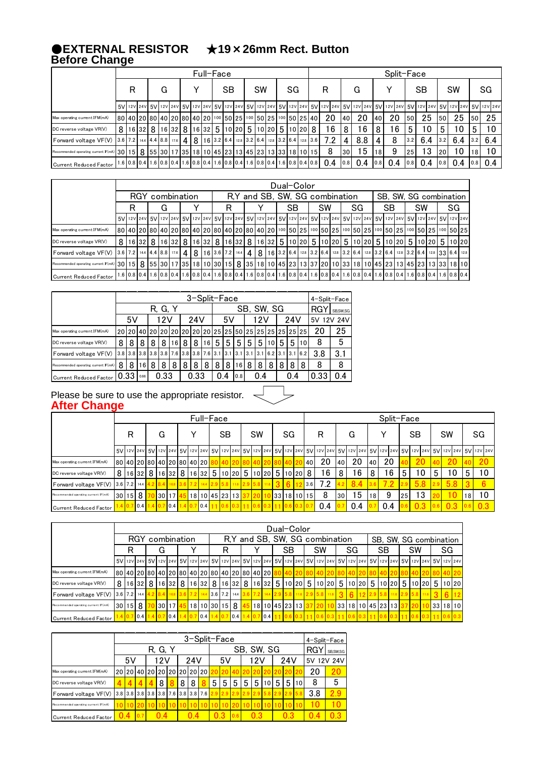# ●EXTERNAL RESISTOR ★19×26mm Rect. Button

## Before Change

| | Full-Face | | | | | | | | | | | | | | | | | | Split-Face | | | | | | | | | | | | | | | | | |
|---|---|---|---|---|---|---|---|---|---|---|---|---|---|---|---|---|---|---|---|---|---|---|---|---|---|---|---|---|---|---|---|---|---|---|---|---|
| | R | | | G | | | Y | | | SB | | | SW | | | SG | | | R | | | G | | | Y | | | SB | | | SW | | | SG | | |
| | 5V | 12V | 24V | 5V | 12V | 24V | 5V | 12V | 24V | 5V | 12V | 24V | 5V | 12V | 24V | 5V | 12V | 24V | 5V | 12V | 24V | 5V | 12V | 24V | 5V | 12V | 24V | 5V | 12V | 24V | 5V | 12V | 24V | 5V | 12V | 24V |
| Max operating current IFM(mA) | 80 | 40 | 20 | 80 | 40 | 20 | 80 | 40 | 20 | 100 | 50 | 25 | 100 | 50 | 25 | 100 | 50 | 25 | 40 | 20 | | 40 | 20 | | 40 | 20 | | 50 | 25 | | 50 | 25 | | 50 | 25 | |
| DC reverse voltage VR(V) | 8 | 16 | 32 | 8 | 16 | 32 | 8 | 16 | 32 | 5 | 10 | 20 | 5 | 10 | 20 | 5 | 10 | 20 | 8 | 16 | | 8 | 16 | | 8 | 16 | | 5 | 10 | | 5 | 10 | | 5 | 10 | |
| Forward voltage VF(V) | 3.6 | 7.2 | 14.4 | 4.4 | 8.8 | 17.6 | 4 | 8 | 16 | 3.2 | 6.4 | 12.8 | 3.2 | 6.4 | 12.8 | 3.2 | 6.4 | 12.8 | 3.6 | 7.2 | | 4 | 8.8 | | 4 | 8 | | 3.2 | 6.4 | | 3.2 | 6.4 | | 3.2 | 6.4 | |
| Recommended operating current IF(mA) | 30 | 15 | 8 | 55 | 30 | 17 | 35 | 18 | 10 | 45 | 23 | 13 | 45 | 23 | 13 | 33 | 18 | 10 | 15 | 8 | | 30 | 15 | | 18 | 9 | | 25 | 13 | | 20 | 10 | | 18 | 10 | |
| Current Reduced Factor | 1.6 | 0.8 | 0.4 | 1.6 | 0.8 | 0.4 | 1.6 | 0.8 | 0.4 | 1.6 | 0.8 | 0.4 | 1.6 | 0.8 | 0.4 | 1.6 | 0.8 | 0.4 | 0.8 | 0.4 | | 0.8 | 0.4 | | 0.8 | 0.4 | | 0.8 | 0.4 | | 0.8 | 0.4 | | 0.8 | 0.4 | |

| | Dual-Color | | | | | | | | | | | | | | | | | | | | | | | | | | | | | | | | |
|---|---|---|---|---|---|---|---|---|---|---|---|---|---|---|---|---|---|---|---|---|---|---|---|---|---|---|---|---|---|---|---|---|---|
| | RGY combination | | | | | | | | | R,Y and SB, SW, SG combination | | | | | | | | | | | | | | | SB, SW, SG combination | | | | | | | | |
| | R | | | G | | | Y | | | R | | | Y | | | SB | | | SW | | | SG | | | SB | | | SW | | | SG | | |
| | 5V | 12V | 24V | 5V | 12V | 24V | 5V | 12V | 24V | 5V | 12V | 24V | 5V | 12V | 24V | 5V | 12V | 24V | 5V | 12V | 24V | 5V | 12V | 24V | 5V | 12V | 24V | 5V | 12V | 24V | 5V | 12V | 24V |
| Max operating current IFM(mA) | 80 | 40 | 20 | 80 | 40 | 20 | 80 | 40 | 20 | 80 | 40 | 20 | 80 | 40 | 20 | 100 | 50 | 25 | 100 | 50 | 25 | 100 | 50 | 25 | 100 | 50 | 25 | 100 | 50 | 25 | 100 | 50 | 25 |
| DC reverse voltage VR(V) | 8 | 16 | 32 | 8 | 16 | 32 | 8 | 16 | 32 | 8 | 16 | 32 | 8 | 16 | 32 | 5 | 10 | 20 | 5 | 10 | 20 | 5 | 10 | 20 | 5 | 10 | 20 | 5 | 10 | 20 | 5 | 10 | 20 |
| Forward voltage VF(V) | 3.6 | 7.2 | 14.4 | 4.4 | 8.8 | 17.6 | 4 | 8 | 16 | 3.6 | 7.2 | 14.4 | 4 | 8 | 16 | 3.2 | 6.4 | 12.8 | 3.2 | 6.4 | 12.8 | 3.2 | 6.4 | 12.8 | 3.2 | 6.4 | 12.8 | 3.2 | 6.4 | 12.8 | 33 | 6.4 | 12.8 |
| Recommended operating current IF(mA) | 30 | 15 | 8 | 55 | 30 | 17 | 35 | 18 | 10 | 30 | 15 | 8 | 35 | 18 | 10 | 45 | 23 | 13 | 37 | 20 | 10 | 33 | 18 | 10 | 45 | 23 | 13 | 45 | 23 | 13 | 33 | 18 | 10 |
| Current Reduced Factor | 1.6 | 0.8 | 0.4 | 1.6 | 0.8 | 0.4 | 1.6 | 0.8 | 0.4 | 1.6 | 0.8 | 0.4 | 1.6 | 0.8 | 0.4 | 1.6 | 0.8 | 0.4 | 1.6 | 0.8 | 0.4 | 1.6 | 0.8 | 0.4 | 1.6 | 0.8 | 0.4 | 1.6 | 0.8 | 0.4 | 1.6 | 0.8 | 0.4 |

| | 3-Split-Face | | | | | | | | | | | | | | | | | | 4-Split-Face | |
|---|---|---|---|---|---|---|---|---|---|---|---|---|---|---|---|---|---|---|---|---|
| | R, G, Y | | | | | | | | | SB, SW, SG | | | | | | | | | RGY | SB,SW,SG |
| | 5V | | | 12V | | | 24V | | | 5V | | | 12V | | | 24V | | | 5V 12V 24V | |
| Max operating current IFM(mA) | 20 | 20 | 40 | 20 | 20 | 20 | 20 | 20 | 20 | 25 | 25 | 50 | 25 | 25 | 25 | 25 | 25 | 25 | 20 | 25 |
| DC reverse voltage VR(V) | 8 | 8 | 8 | 8 | 8 | 16 | 8 | 8 | 16 | 5 | 5 | 5 | 5 | 5 | 10 | 5 | 5 | 10 | 8 | 5 |
| Forward voltage VF(V) | 3.8 | 3.8 | 3.8 | 3.8 | 3.8 | 7.6 | 3.8 | 3.8 | 7.6 | 3.1 | 3.1 | 3.1 | 3.1 | 3.1 | 6.2 | 3.1 | 3.1 | 6.2 | 3.8 | 3.1 |
| Recommended operating current IF(mA) | 8 | 8 | 16 | 8 | 8 | 8 | 8 | 8 | 8 | 8 | 8 | 16 | 8 | 8 | 8 | 8 | 8 | 8 | 8 | 8 |
| Current Reduced Factor | 0.33 | | 0.66 | 0.33 | | | 0.33 | | | 0.4 | | 0.8 | 0.4 | | | 0.4 | | | 0.33 | 0.4 |

Please be sure to use the appropriate resistor.

## After Change

| | Full-Face | | | | | | | | | | | | | | | | | | Split-Face | | | | | | | | | | | | | | | | | |
|---|---|---|---|---|---|---|---|---|---|---|---|---|---|---|---|---|---|---|---|---|---|---|---|---|---|---|---|---|---|---|---|---|---|---|---|---|
| | R | | | G | | | Y | | | SB | | | SW | | | SG | | | R | | | G | | | Y | | | SB | | | SW | | | SG | | |
| | 5V | 12V | 24V | 5V | 12V | 24V | 5V | 12V | 24V | 5V | 12V | 24V | 5V | 12V | 24V | 5V | 12V | 24V | 5V | 12V | 24V | 5V | 12V | 24V | 5V | 12V | 24V | 5V | 12V | 24V | 5V | 12V | 24V | 5V | 12V | 24V |
| Max operating current IFM(mA) | 80 | 40 | 20 | 80 | 40 | 20 | 80 | 40 | 20 | 80 | 40 | 20 | 80 | 40 | 20 | 80 | 40 | 20 | 40 | 20 | | 40 | 20 | | 40 | 20 | | 40 | 20 | | 40 | 20 | | 40 | 20 | |
| DC reverse voltage VR(V) | 8 | 16 | 32 | 8 | 16 | 32 | 8 | 16 | 32 | 5 | 10 | 20 | 5 | 10 | 20 | 5 | 10 | 20 | 8 | 16 | | 8 | 16 | | 8 | 16 | | 5 | 10 | | 5 | 10 | | 5 | 10 | |
| Forward voltage VF(V) | 3.6 | 7.2 | 14.4 | 4.2 | 8.4 | 16.8 | 3.6 | 7.2 | 14.4 | 2.9 | 5.8 | 11.6 | 2.9 | 5.8 | 11.6 | 3 | 6 | 12 | 3.6 | 7.2 | | 4.2 | 8.4 | | 3.6 | 7.2 | | 2.9 | 5.8 | | 2.9 | 5.8 | | 3 | 6 | |
| Recommended operating current IF(mA) | 30 | 15 | 8 | 70 | 30 | 17 | 45 | 18 | 10 | 45 | 23 | 13 | 37 | 20 | 10 | 33 | 18 | 10 | 15 | 8 | | 30 | 15 | | 18 | 9 | | 25 | 13 | | 20 | 10 | | 18 | 10 | |
| Current Reduced Factor | 1.4 | 0.7 | 0.4 | 1.4 | 0.7 | 0.4 | 1.4 | 0.7 | 0.4 | 1.1 | 0.6 | 0.3 | 1.1 | 0.6 | 0.3 | 1.1 | 0.6 | 0.3 | 0.7 | 0.4 | | 0.7 | 0.4 | | 0.7 | 0.4 | | 0.6 | 0.3 | | 0.6 | 0.3 | | 0.6 | 0.3 | |

| | Dual-Color | | | | | | | | | | | | | | | | | | | | | | | | | | | | | | | | |
|---|---|---|---|---|---|---|---|---|---|---|---|---|---|---|---|---|---|---|---|---|---|---|---|---|---|---|---|---|---|---|---|---|---|
| | RGY combination | | | | | | | | | R,Y and SB, SW, SG combination | | | | | | | | | | | | | | | SB, SW, SG combination | | | | | | | | |
| | R | | | G | | | Y | | | R | | | Y | | | SB | | | SW | | | SG | | | SB | | | SW | | | SG | | |
| | 5V | 12V | 24V | 5V | 12V | 24V | 5V | 12V | 24V | 5V | 12V | 24V | 5V | 12V | 24V | 5V | 12V | 24V | 5V | 12V | 24V | 5V | 12V | 24V | 5V | 12V | 24V | 5V | 12V | 24V | 5V | 12V | 24V |
| Max operating current IFM(mA) | 80 | 40 | 20 | 80 | 40 | 20 | 80 | 40 | 20 | 80 | 40 | 20 | 80 | 40 | 20 | 80 | 40 | 20 | 80 | 40 | 20 | 80 | 40 | 20 | 80 | 40 | 20 | 80 | 40 | 20 | 80 | 40 | 20 |
| DC reverse voltage VR(V) | 8 | 16 | 32 | 8 | 16 | 32 | 8 | 16 | 32 | 8 | 16 | 32 | 8 | 16 | 32 | 5 | 10 | 20 | 5 | 10 | 20 | 5 | 10 | 20 | 5 | 10 | 20 | 5 | 10 | 20 | 5 | 10 | 20 |
| Forward voltage VF(V) | 3.6 | 7.2 | 14.4 | 4.2 | 8.4 | 16.8 | 3.6 | 7.2 | 14.4 | 3.6 | 7.2 | 14.4 | 3.6 | 7.2 | 14.4 | 2.9 | 5.8 | 11.6 | 2.9 | 5.8 | 11.6 | 3 | 6 | 12 | 2.9 | 5.8 | 11.6 | 2.9 | 5.8 | 11.6 | 3 | 6 | 12 |
| Recommended operating current IF(mA) | 30 | 15 | 8 | 70 | 30 | 17 | 45 | 18 | 10 | 30 | 15 | 8 | 45 | 18 | 10 | 45 | 23 | 13 | 37 | 20 | 10 | 33 | 18 | 10 | 45 | 23 | 13 | 37 | 20 | 10 | 33 | 18 | 10 |
| Current Reduced Factor | 1.4 | 0.7 | 0.4 | 1.4 | 0.7 | 0.4 | 1.4 | 0.7 | 0.4 | 1.4 | 0.7 | 0.4 | 1.4 | 0.7 | 0.4 | 1.1 | 0.6 | 0.3 | 1.1 | 0.6 | 0.3 | 1.1 | 0.6 | 0.3 | 1.1 | 0.6 | 0.3 | 1.1 | 0.6 | 0.3 | 1.1 | 0.6 | 0.3 |

| | 3-Split-Face | | | | | | | | | | | | | | | | | | 4-Split-Face | |
|---|---|---|---|---|---|---|---|---|---|---|---|---|---|---|---|---|---|---|---|---|
| | R, G, Y | | | | | | | | | SB, SW, SG | | | | | | | | | RGY | SB,SW,SG |
| | 5V | | | 12V | | | 24V | | | 5V | | | 12V | | | 24V | | | 5V 12V 24V | |
| Max operating current IFM(mA) | 20 | 20 | 40 | 20 | 20 | 20 | 20 | 20 | 20 | 20 | 20 | 40 | 20 | 20 | 20 | 20 | 20 | 20 | 20 | 20 |
| DC reverse voltage VR(V) | 4 | 4 | 4 | 4 | 8 | 8 | 8 | 8 | 8 | 5 | 5 | 5 | 5 | 5 | 10 | 5 | 5 | 10 | 8 | 5 |
| Forward voltage VF(V) | 3.8 | 3.8 | 3.8 | 3.8 | 3.8 | 7.6 | 3.8 | 3.8 | 7.6 | 2.9 | 2.9 | 2.9 | 2.9 | 2.9 | 5.8 | 2.9 | 2.9 | 5.8 | 3.8 | 2.9 |
| Recommended operating current IF(mA) | 10 | 10 | 20 | 10 | 10 | 10 | 10 | 10 | 10 | 10 | 10 | 20 | 10 | 10 | 10 | 10 | 10 | 10 | 10 | 10 |
| Current Reduced Factor | 0.4 | | 0.7 | 0.4 | | | 0.4 | | | 0.3 | | 0.6 | 0.3 | | | 0.3 | | | 0.4 | 0.3 |